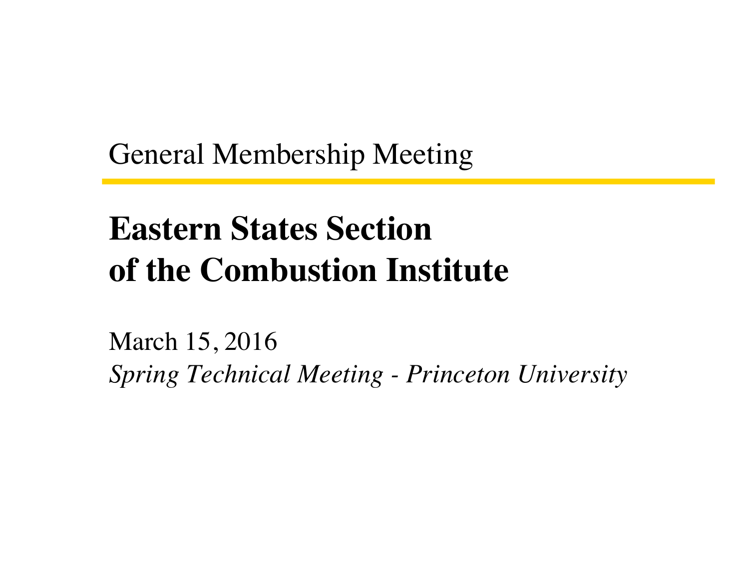General Membership Meeting

# Eastern States Section of the Combustion Institute

March 15, 2016

*Spring Technical Meeting - Princeton University*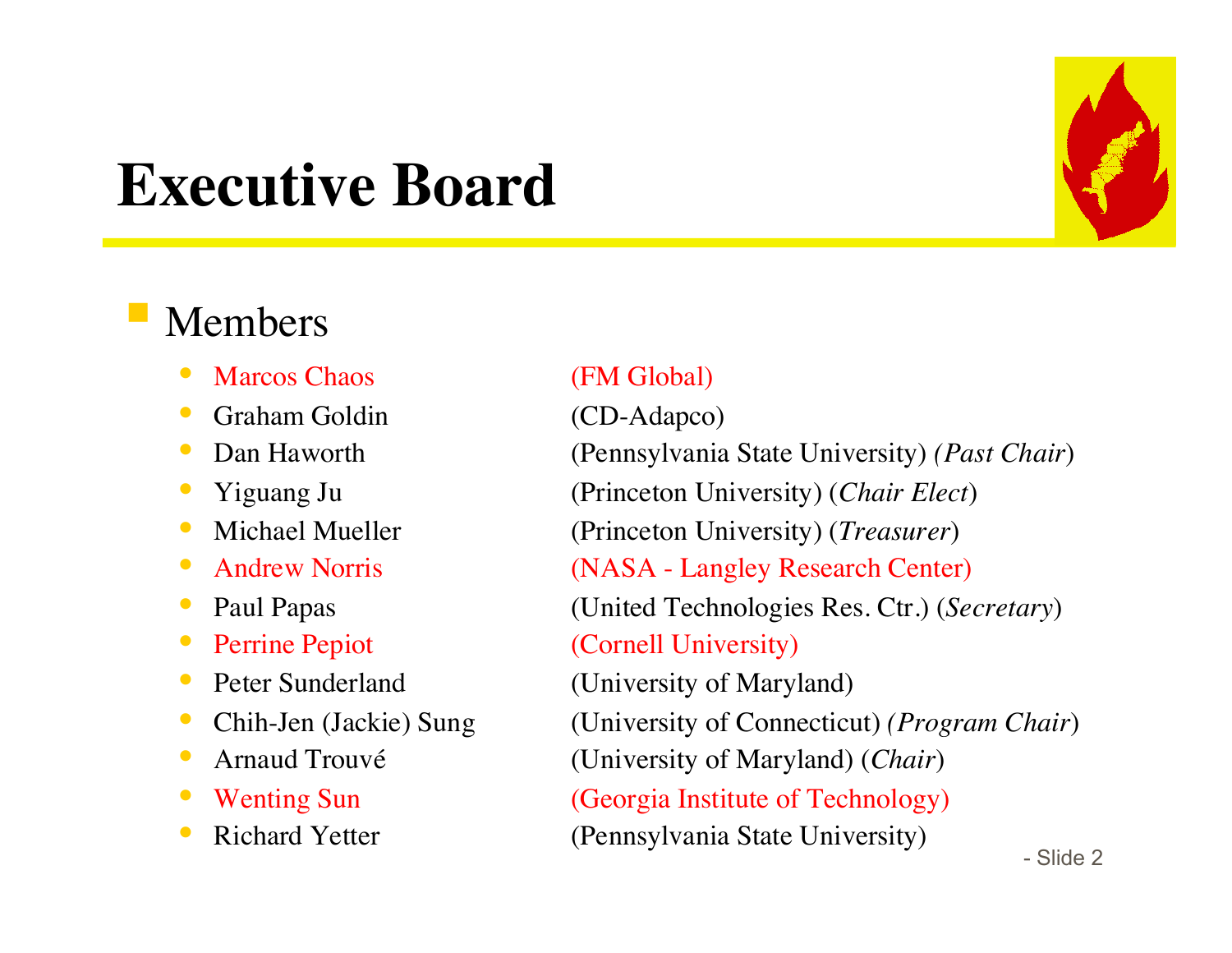# Executive Board

- Members
  - Marcos Chaos (FM Global)
  - Graham Goldin (CD-Adapco)
  - Dan Haworth (Pennsylvania State University) (*Past Chair*)
  - Yiguang Ju (Princeton University) (*Chair Elect*)
  - Michael Mueller (Princeton University) (*Treasurer*)
  - Andrew Norris (NASA - Langley Research Center)
  - Paul Papas (United Technologies Res. Ctr.) (*Secretary*)
  - Perrine Pepiot (Cornell University)
  - Peter Sunderland (University of Maryland)
  - Chih-Jen (Jackie) Sung (University of Connecticut) (*Program Chair*)
  - Arnaud Trouvé (University of Maryland) (*Chair*)
  - Wenting Sun (Georgia Institute of Technology)
  - Richard Yetter (Pennsylvania State University)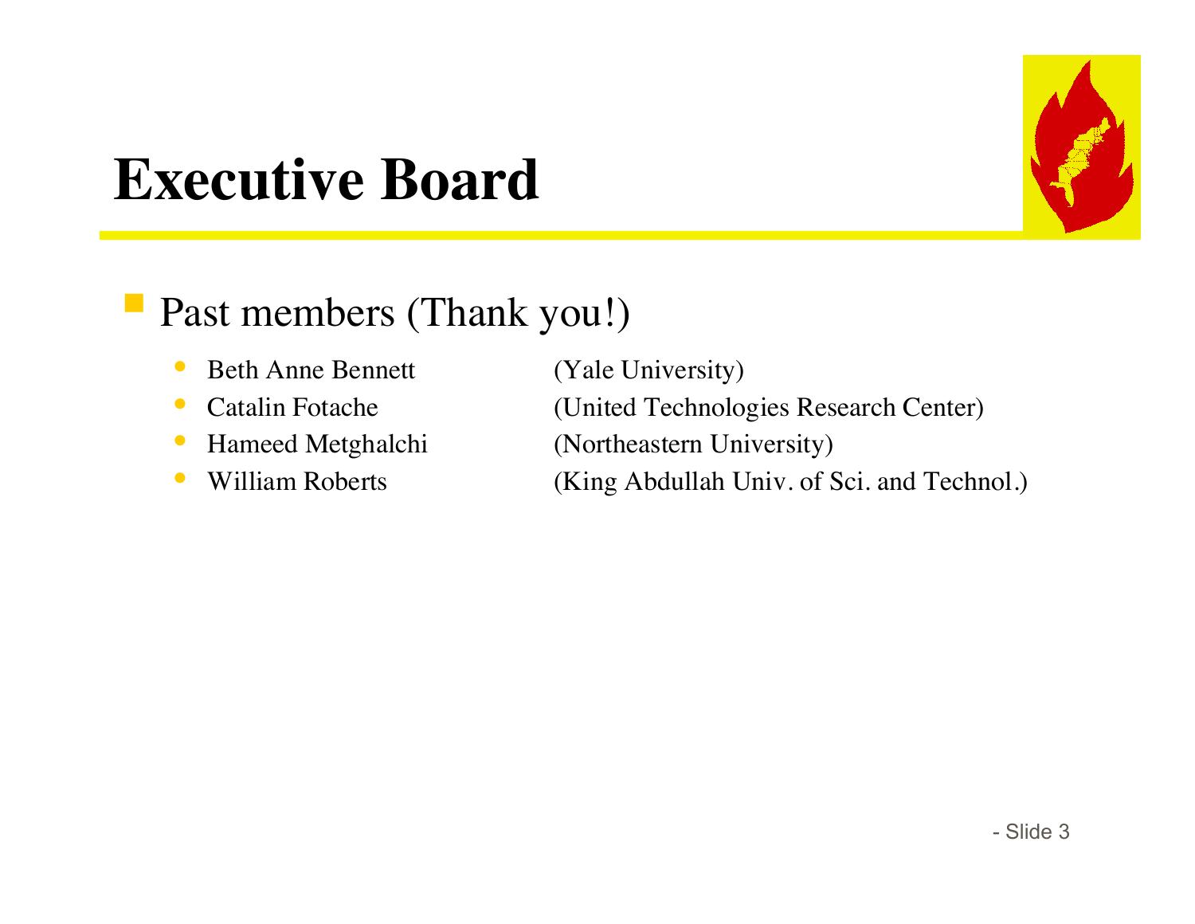# Executive Board

- Past members (Thank you!)
  - Beth Anne Bennett (Yale University)
  - Catalin Fotache (United Technologies Research Center)
  - Hameed Metghalchi (Northeastern University)
  - William Roberts (King Abdullah Univ. of Sci. and Technol.)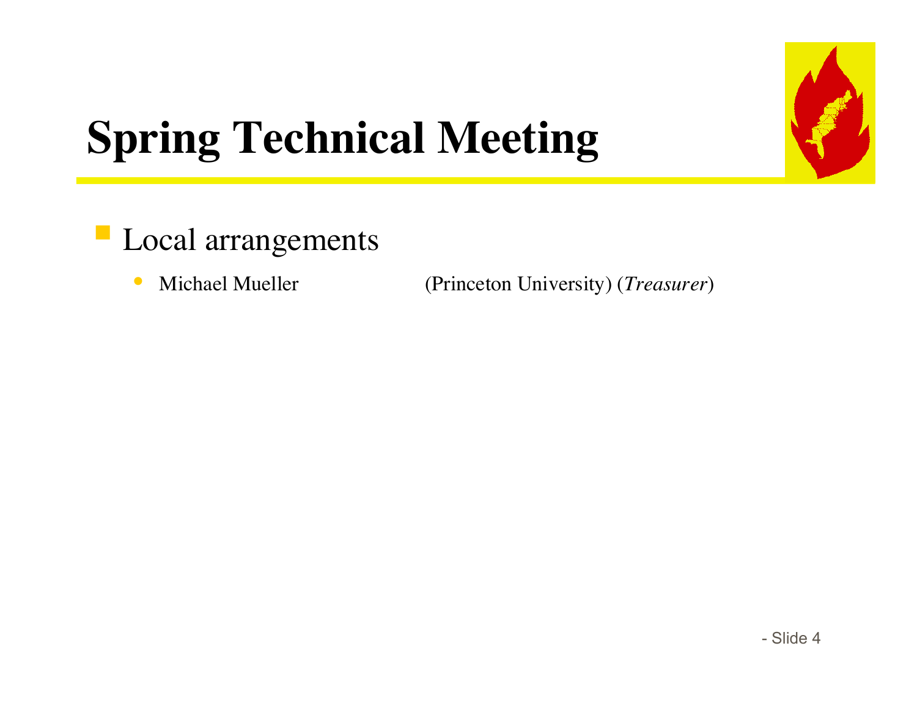# Spring Technical Meeting

- Local arrangements
  - Michael Mueller (Princeton University) (*Treasurer*)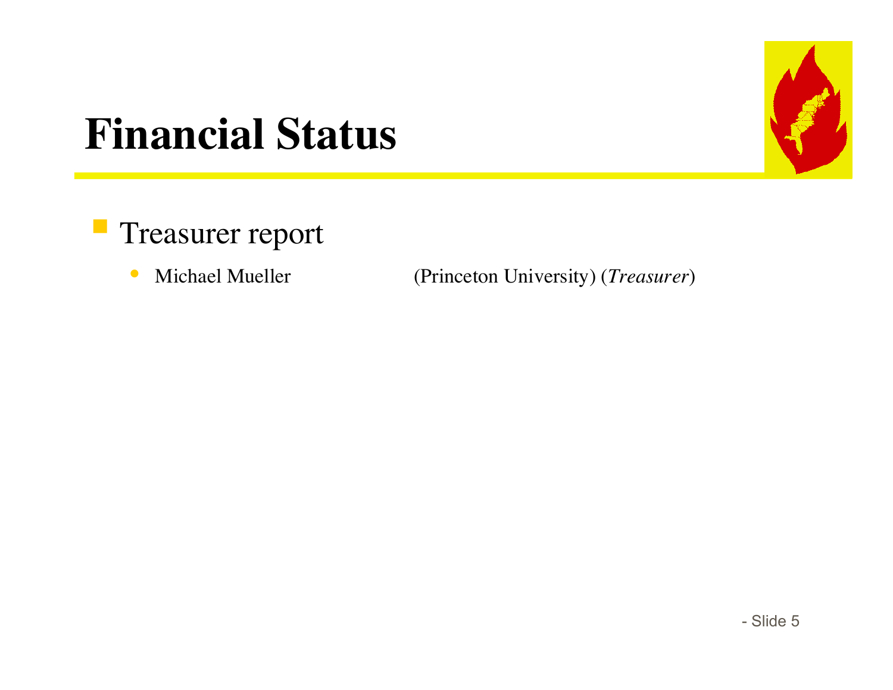# Financial Status

- Treasurer report
  - Michael Mueller (Princeton University) (*Treasurer*)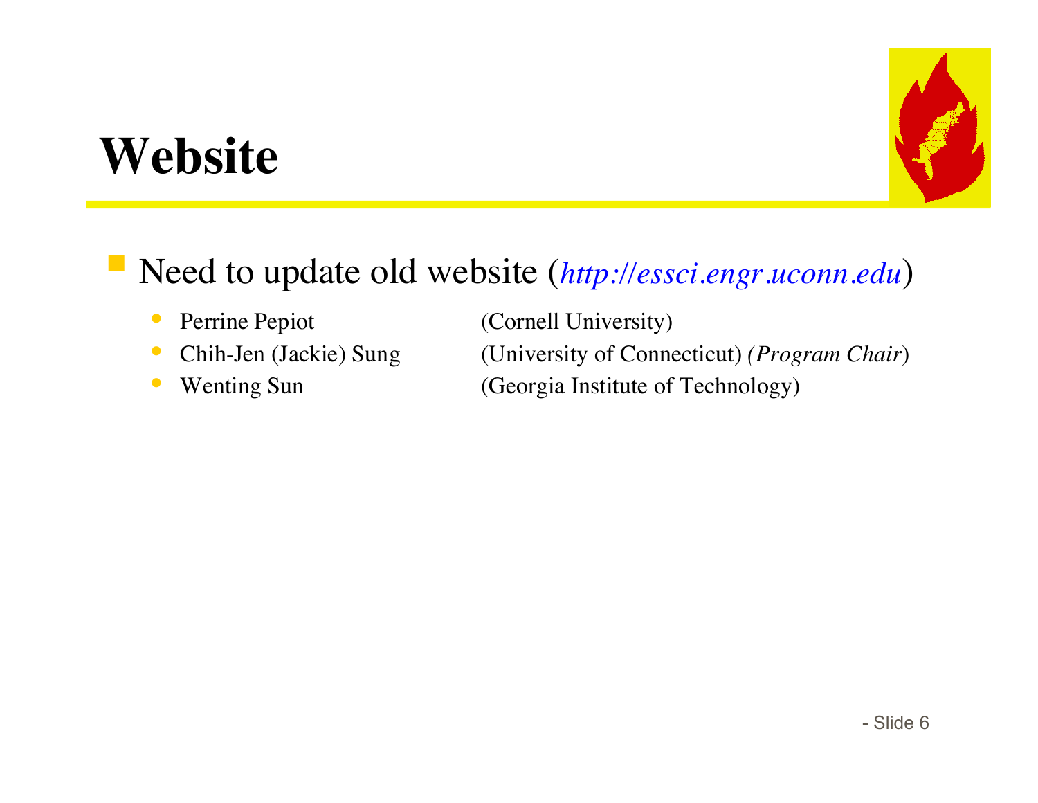# Website

- Need to update old website (*http://essci.engr.uconn.edu*)
  - Perrine Pepiot (Cornell University)
  - Chih-Jen (Jackie) Sung (University of Connecticut) *(Program Chair)*
  - Wenting Sun (Georgia Institute of Technology)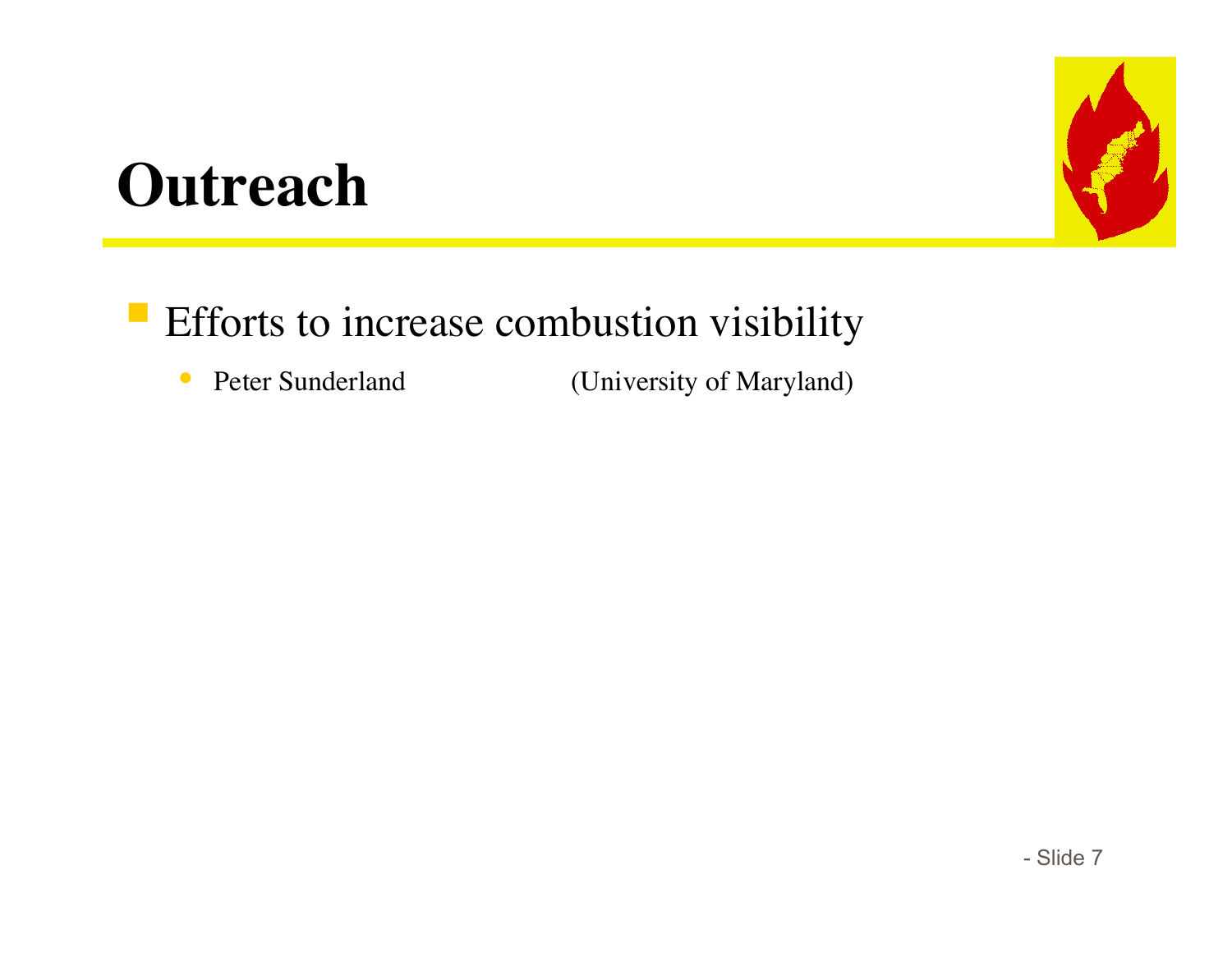# Outreach

- Efforts to increase combustion visibility
  - Peter Sunderland (University of Maryland)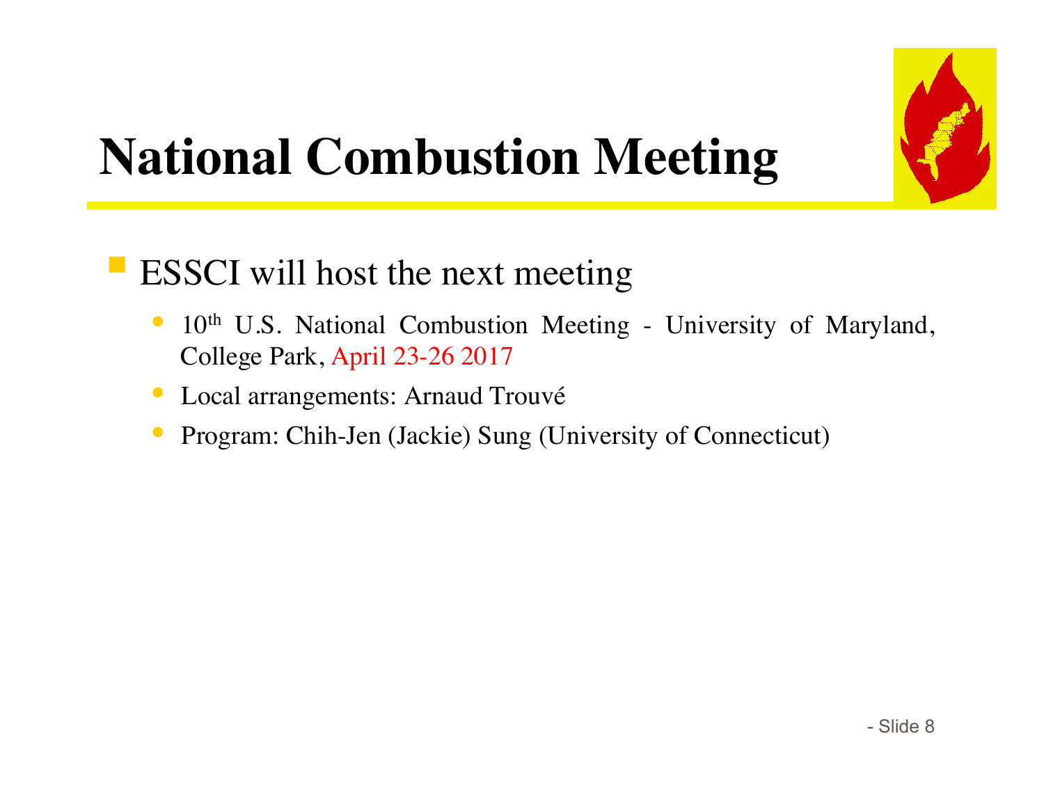# National Combustion Meeting

- ESSCI will host the next meeting
  - 10th U.S. National Combustion Meeting - University of Maryland, College Park, April 23-26 2017
  - Local arrangements: Arnaud Trouvé
  - Program: Chih-Jen (Jackie) Sung (University of Connecticut)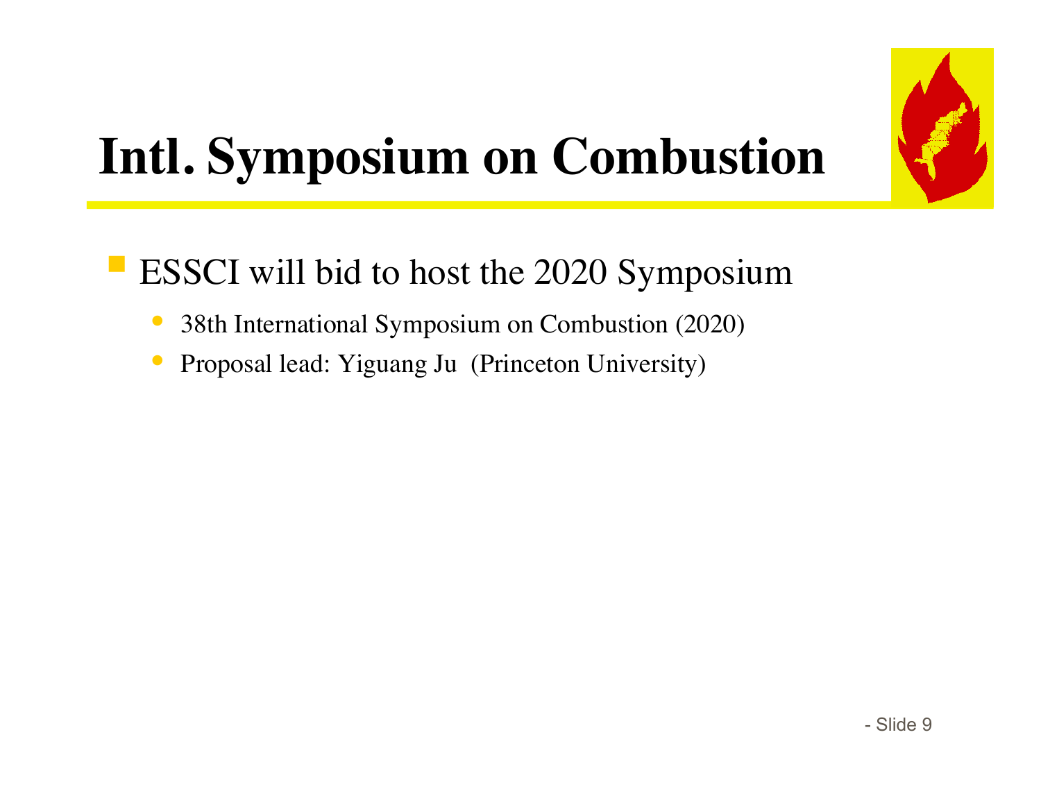# Intl. Symposium on Combustion

- ESSCI will bid to host the 2020 Symposium
  - 38th International Symposium on Combustion (2020)
  - Proposal lead: Yiguang Ju (Princeton University)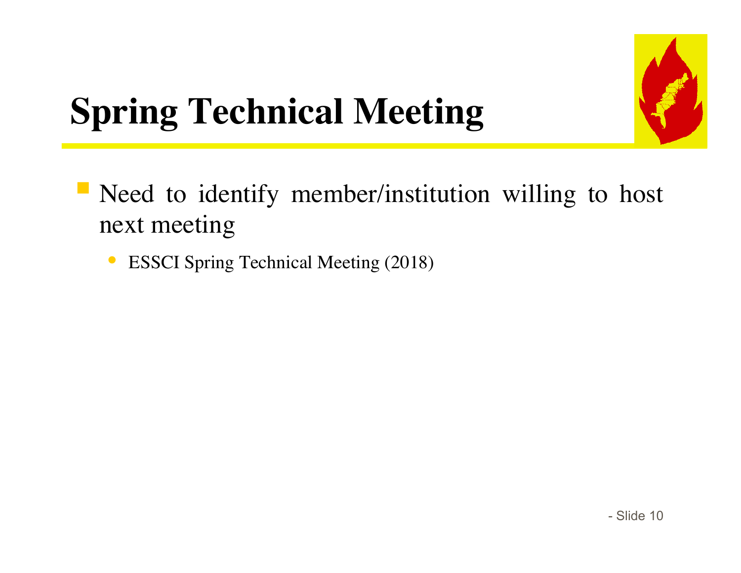# Spring Technical Meeting

- Need to identify member/institution willing to host next meeting
  - ESSCI Spring Technical Meeting (2018)